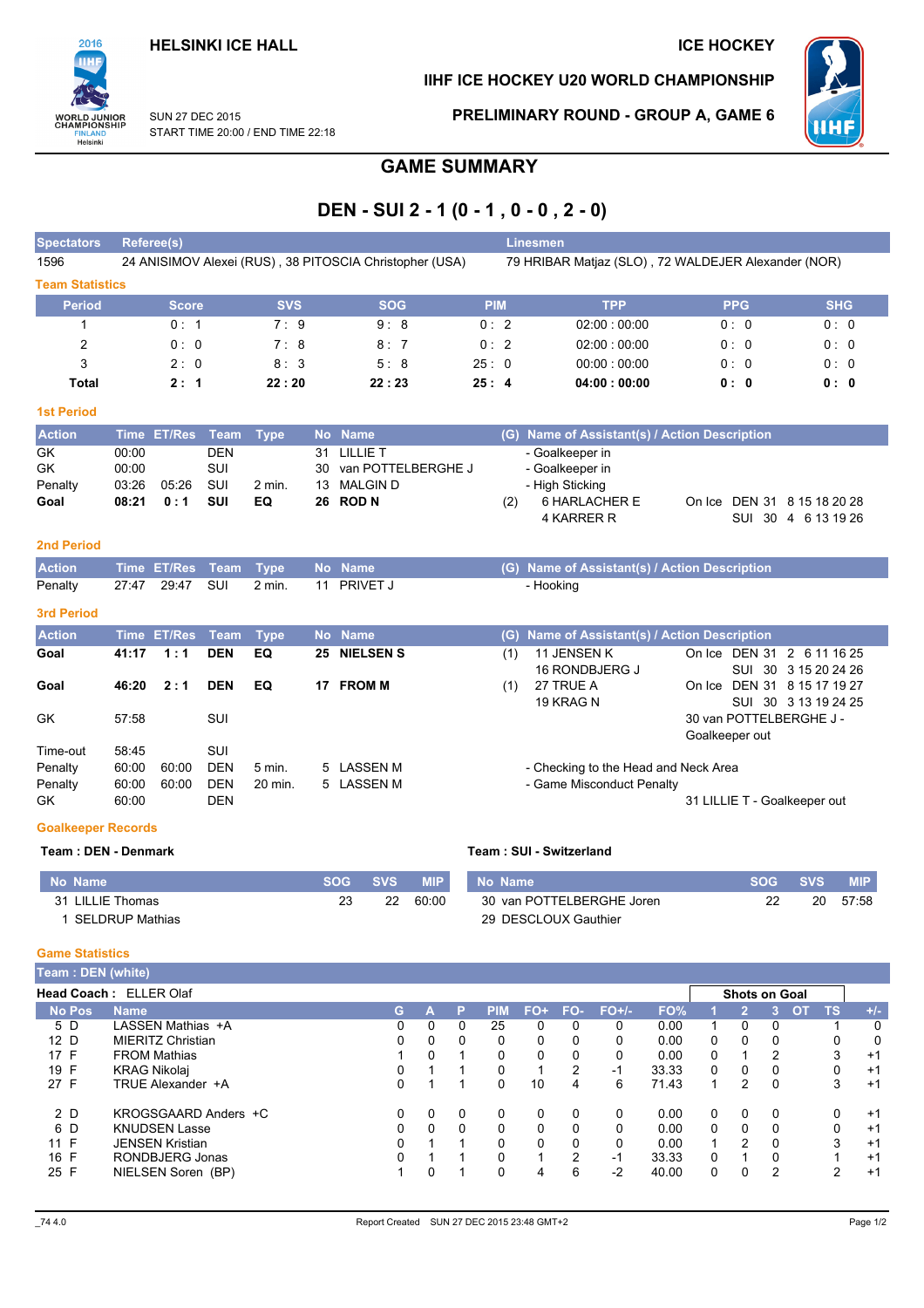HELSINKI ICE HALL

ICE HOCKEY

IIHF ICE HOCKEY U20 WORLD CHAMPIONSHIP

SUN 27 DEC 2015
START TIME 20:00 / END TIME 22:18

PRELIMINARY ROUND - GROUP A, GAME 6

# GAME SUMMARY

## DEN - SUI 2 - 1 (0 - 1 , 0 - 0 , 2 - 0)

| Spectators | Referee(s) | Linesmen |
|---|---|---|
| 1596 | 24 ANISIMOV Alexei (RUS) , 38 PITOSCIA Christopher (USA) | 79 HRIBAR Matjaz (SLO) , 72 WALDEJER Alexander (NOR) |

### Team Statistics

| Period | Score | SVS | SOG | PIM | TPP | PPG | SHG |
|---|---|---|---|---|---|---|---|
| 1 | 0 : 1 | 7 : 9 | 9 : 8 | 0 : 2 | 02:00 : 00:00 | 0 : 0 | 0 : 0 |
| 2 | 0 : 0 | 7 : 8 | 8 : 7 | 0 : 2 | 02:00 : 00:00 | 0 : 0 | 0 : 0 |
| 3 | 2 : 0 | 8 : 3 | 5 : 8 | 25 : 0 | 00:00 : 00:00 | 0 : 0 | 0 : 0 |
| **Total** | **2 : 1** | **22 : 20** | **22 : 23** | **25 : 4** | **04:00 : 00:00** | **0 : 0** | **0 : 0** |

### 1st Period

| Action | Time | ET/Res | Team | Type | No | Name | (G) | Name of Assistant(s) / Action Description | |
|---|---|---|---|---|---|---|---|---|---|
| GK | 00:00 | | DEN | | 31 | LILLIE T | | - Goalkeeper in | |
| GK | 00:00 | | SUI | | 30 | van POTTELBERGHE J | | - Goalkeeper in | |
| Penalty | 03:26 | 05:26 | SUI | 2 min. | 13 | MALGIN D | | - High Sticking | |
| **Goal** | **08:21** | **0 : 1** | **SUI** | **EQ** | **26** | **ROD N** | (2) | 6 HARLACHER E<br>4 KARRER R | On Ice DEN 31 8 15 18 20 28<br>SUI 30 4 6 13 19 26 |

### 2nd Period

| Action | Time | ET/Res | Team | Type | No | Name | (G) | Name of Assistant(s) / Action Description |
|---|---|---|---|---|---|---|---|---|
| Penalty | 27:47 | 29:47 | SUI | 2 min. | 11 | PRIVET J | | - Hooking |

### 3rd Period

| Action | Time | ET/Res | Team | Type | No | Name | (G) | Name of Assistant(s) / Action Description | |
|---|---|---|---|---|---|---|---|---|---|
| **Goal** | **41:17** | **1 : 1** | **DEN** | **EQ** | **25** | **NIELSEN S** | (1) | 11 JENSEN K<br>16 RONDBJERG J | On Ice DEN 31 2 6 11 16 25<br>SUI 30 3 15 20 24 26 |
| **Goal** | **46:20** | **2 : 1** | **DEN** | **EQ** | **17** | **FROM M** | (1) | 27 TRUE A<br>19 KRAG N | On Ice DEN 31 8 15 17 19 27<br>SUI 30 3 13 19 24 25 |
| GK | 57:58 | | SUI | | | | | | 30 van POTTELBERGHE J - Goalkeeper out |
| Time-out | 58:45 | | SUI | | | | | | |
| Penalty | 60:00 | 60:00 | DEN | 5 min. | 5 | LASSEN M | | - Checking to the Head and Neck Area | |
| Penalty | 60:00 | 60:00 | DEN | 20 min. | 5 | LASSEN M | | - Game Misconduct Penalty | |
| GK | 60:00 | | DEN | | | | | | 31 LILLIE T - Goalkeeper out |

### Goalkeeper Records

**Team : DEN - Denmark**

| No | Name | SOG | SVS | MIP |
|---|---|---|---|---|
| 31 | LILLIE Thomas | 23 | 22 | 60:00 |
| 1 | SELDRUP Mathias | | | |

**Team : SUI - Switzerland**

| No | Name | SOG | SVS | MIP |
|---|---|---|---|---|
| 30 | van POTTELBERGHE Joren | 22 | 20 | 57:58 |
| 29 | DESCLOUX Gauthier | | | |

### Game Statistics

**Team : DEN (white)**

**Head Coach :** ELLER Olaf

| No | Pos | Name | G | A | P | PIM | FO+ | FO- | FO+/- | FO% | Shots on Goal 1 | 2 | 3 | OT | TS | +/- |
|---|---|---|---|---|---|---|---|---|---|---|---|---|---|---|---|---|
| 5 | D | LASSEN Mathias +A | 0 | 0 | 0 | 25 | 0 | 0 | 0 | 0.00 | 1 | 0 | 0 | | 1 | 0 |
| 12 | D | MIERITZ Christian | 0 | 0 | 0 | 0 | 0 | 0 | 0 | 0.00 | 0 | 0 | 0 | | 0 | 0 |
| 17 | F | FROM Mathias | 1 | 0 | 1 | 0 | 0 | 0 | 0 | 0.00 | 0 | 1 | 2 | | 3 | +1 |
| 19 | F | KRAG Nikolaj | 0 | 1 | 1 | 0 | 1 | 2 | -1 | 33.33 | 0 | 0 | 0 | | 0 | +1 |
| 27 | F | TRUE Alexander +A | 0 | 1 | 1 | 0 | 10 | 4 | 6 | 71.43 | 1 | 2 | 0 | | 3 | +1 |
| 2 | D | KROGSGAARD Anders +C | 0 | 0 | 0 | 0 | 0 | 0 | 0 | 0.00 | 0 | 0 | 0 | | 0 | +1 |
| 6 | D | KNUDSEN Lasse | 0 | 0 | 0 | 0 | 0 | 0 | 0 | 0.00 | 0 | 0 | 0 | | 0 | +1 |
| 11 | F | JENSEN Kristian | 0 | 1 | 1 | 0 | 0 | 0 | 0 | 0.00 | 1 | 2 | 0 | | 3 | +1 |
| 16 | F | RONDBJERG Jonas | 0 | 1 | 1 | 0 | 1 | 2 | -1 | 33.33 | 0 | 1 | 0 | | 1 | +1 |
| 25 | F | NIELSEN Soren (BP) | 1 | 0 | 1 | 0 | 4 | 6 | -2 | 40.00 | 0 | 0 | 2 | | 2 | +1 |

_74 4.0 Report Created SUN 27 DEC 2015 23:48 GMT+2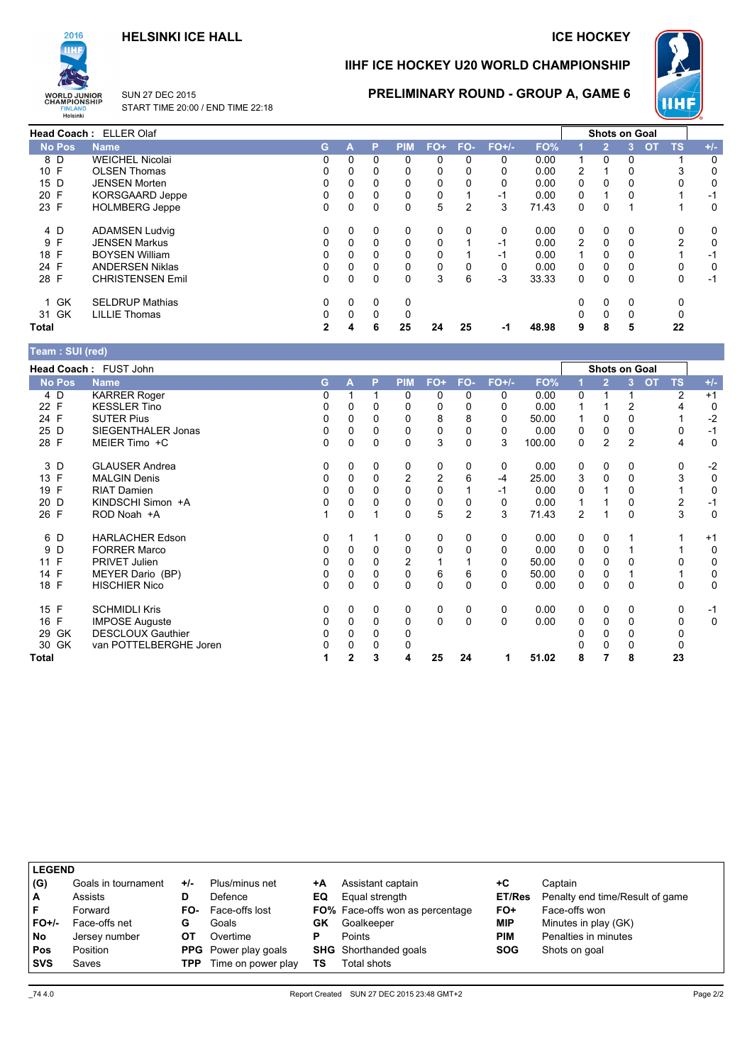HELSINKI ICE HALL

ICE HOCKEY

IIHF ICE HOCKEY U20 WORLD CHAMPIONSHIP

SUN 27 DEC 2015
START TIME 20:00 / END TIME 22:18

PRELIMINARY ROUND - GROUP A, GAME 6

**Head Coach :** ELLER Olaf

| No | Pos | Name | G | A | P | PIM | FO+ | FO- | FO+/- | FO% | Shots on Goal 1 | 2 | 3 | OT | TS | +/- |
|---|---|---|---|---|---|---|---|---|---|---|---|---|---|---|---|---|
| 8 | D | WEICHEL Nicolai | 0 | 0 | 0 | 0 | 0 | 0 | 0 | 0.00 | 1 | 0 | 0 | | 1 | 0 |
| 10 | F | OLSEN Thomas | 0 | 0 | 0 | 0 | 0 | 0 | 0 | 0.00 | 2 | 1 | 0 | | 3 | 0 |
| 15 | D | JENSEN Morten | 0 | 0 | 0 | 0 | 0 | 0 | 0 | 0.00 | 0 | 0 | 0 | | 0 | 0 |
| 20 | F | KORSGAARD Jeppe | 0 | 0 | 0 | 0 | 0 | 1 | -1 | 0.00 | 0 | 1 | 0 | | 1 | -1 |
| 23 | F | HOLMBERG Jeppe | 0 | 0 | 0 | 0 | 5 | 2 | 3 | 71.43 | 0 | 0 | 1 | | 1 | 0 |
| 4 | D | ADAMSEN Ludvig | 0 | 0 | 0 | 0 | 0 | 0 | 0 | 0.00 | 0 | 0 | 0 | | 0 | 0 |
| 9 | F | JENSEN Markus | 0 | 0 | 0 | 0 | 0 | 1 | -1 | 0.00 | 2 | 0 | 0 | | 2 | 0 |
| 18 | F | BOYSEN William | 0 | 0 | 0 | 0 | 0 | 1 | -1 | 0.00 | 1 | 0 | 0 | | 1 | -1 |
| 24 | F | ANDERSEN Niklas | 0 | 0 | 0 | 0 | 0 | 0 | 0 | 0.00 | 0 | 0 | 0 | | 0 | 0 |
| 28 | F | CHRISTENSEN Emil | 0 | 0 | 0 | 0 | 3 | 6 | -3 | 33.33 | 0 | 0 | 0 | | 0 | -1 |
| 1 | GK | SELDRUP Mathias | 0 | 0 | 0 | 0 | | | | | 0 | 0 | 0 | | 0 | |
| 31 | GK | LILLIE Thomas | 0 | 0 | 0 | 0 | | | | | 0 | 0 | 0 | | 0 | |
| Total | | | 2 | 4 | 6 | 25 | 24 | 25 | -1 | 48.98 | 9 | 8 | 5 | | 22 | |

**Team : SUI (red)**

**Head Coach :** FUST John

| No | Pos | Name | G | A | P | PIM | FO+ | FO- | FO+/- | FO% | Shots on Goal 1 | 2 | 3 | OT | TS | +/- |
|---|---|---|---|---|---|---|---|---|---|---|---|---|---|---|---|---|
| 4 | D | KARRER Roger | 0 | 1 | 1 | 0 | 0 | 0 | 0 | 0.00 | 0 | 1 | 1 | | 2 | +1 |
| 22 | F | KESSLER Tino | 0 | 0 | 0 | 0 | 0 | 0 | 0 | 0.00 | 1 | 1 | 2 | | 4 | 0 |
| 24 | F | SUTER Pius | 0 | 0 | 0 | 0 | 8 | 8 | 0 | 50.00 | 1 | 0 | 0 | | 1 | -2 |
| 25 | D | SIEGENTHALER Jonas | 0 | 0 | 0 | 0 | 0 | 0 | 0 | 0.00 | 0 | 0 | 0 | | 0 | -1 |
| 28 | F | MEIER Timo +C | 0 | 0 | 0 | 0 | 3 | 0 | 3 | 100.00 | 0 | 2 | 2 | | 4 | 0 |
| 3 | D | GLAUSER Andrea | 0 | 0 | 0 | 0 | 0 | 0 | 0 | 0.00 | 0 | 0 | 0 | | 0 | -2 |
| 13 | F | MALGIN Denis | 0 | 0 | 0 | 2 | 2 | 6 | -4 | 25.00 | 3 | 0 | 0 | | 3 | 0 |
| 19 | F | RIAT Damien | 0 | 0 | 0 | 0 | 0 | 1 | -1 | 0.00 | 0 | 1 | 0 | | 1 | 0 |
| 20 | D | KINDSCHI Simon +A | 0 | 0 | 0 | 0 | 0 | 0 | 0 | 0.00 | 1 | 1 | 0 | | 2 | -1 |
| 26 | F | ROD Noah +A | 1 | 0 | 1 | 0 | 5 | 2 | 3 | 71.43 | 2 | 1 | 0 | | 3 | 0 |
| 6 | D | HARLACHER Edson | 0 | 1 | 1 | 0 | 0 | 0 | 0 | 0.00 | 0 | 0 | 1 | | 1 | +1 |
| 9 | D | FORRER Marco | 0 | 0 | 0 | 0 | 0 | 0 | 0 | 0.00 | 0 | 0 | 1 | | 1 | 0 |
| 11 | F | PRIVET Julien | 0 | 0 | 0 | 2 | 1 | 1 | 0 | 50.00 | 0 | 0 | 0 | | 0 | 0 |
| 14 | F | MEYER Dario (BP) | 0 | 0 | 0 | 0 | 6 | 6 | 0 | 50.00 | 0 | 0 | 1 | | 1 | 0 |
| 18 | F | HISCHIER Nico | 0 | 0 | 0 | 0 | 0 | 0 | 0 | 0.00 | 0 | 0 | 0 | | 0 | 0 |
| 15 | F | SCHMIDLI Kris | 0 | 0 | 0 | 0 | 0 | 0 | 0 | 0.00 | 0 | 0 | 0 | | 0 | -1 |
| 16 | F | IMPOSE Auguste | 0 | 0 | 0 | 0 | 0 | 0 | 0 | 0.00 | 0 | 0 | 0 | | 0 | 0 |
| 29 | GK | DESCLOUX Gauthier | 0 | 0 | 0 | 0 | | | | | 0 | 0 | 0 | | 0 | |
| 30 | GK | van POTTELBERGHE Joren | 0 | 0 | 0 | 0 | | | | | 0 | 0 | 0 | | 0 | |
| Total | | | 1 | 2 | 3 | 4 | 25 | 24 | 1 | 51.02 | 8 | 7 | 8 | | 23 | |

**LEGEND**

| | | | | | | | |
|---|---|---|---|---|---|---|---|
| (G) | Goals in tournament | +/- | Plus/minus net | +A | Assistant captain | +C | Captain |
| A | Assists | D | Defence | EQ | Equal strength | ET/Res | Penalty end time/Result of game |
| F | Forward | FO- | Face-offs lost | FO% | Face-offs won as percentage | FO+ | Face-offs won |
| FO+/- | Face-offs net | G | Goals | GK | Goalkeeper | MIP | Minutes in play (GK) |
| No | Jersey number | OT | Overtime | P | Points | PIM | Penalties in minutes |
| Pos | Position | PPG | Power play goals | SHG | Shorthanded goals | SOG | Shots on goal |
| SVS | Saves | TPP | Time on power play | TS | Total shots | | |

_74 4.0 Report Created SUN 27 DEC 2015 23:48 GMT+2